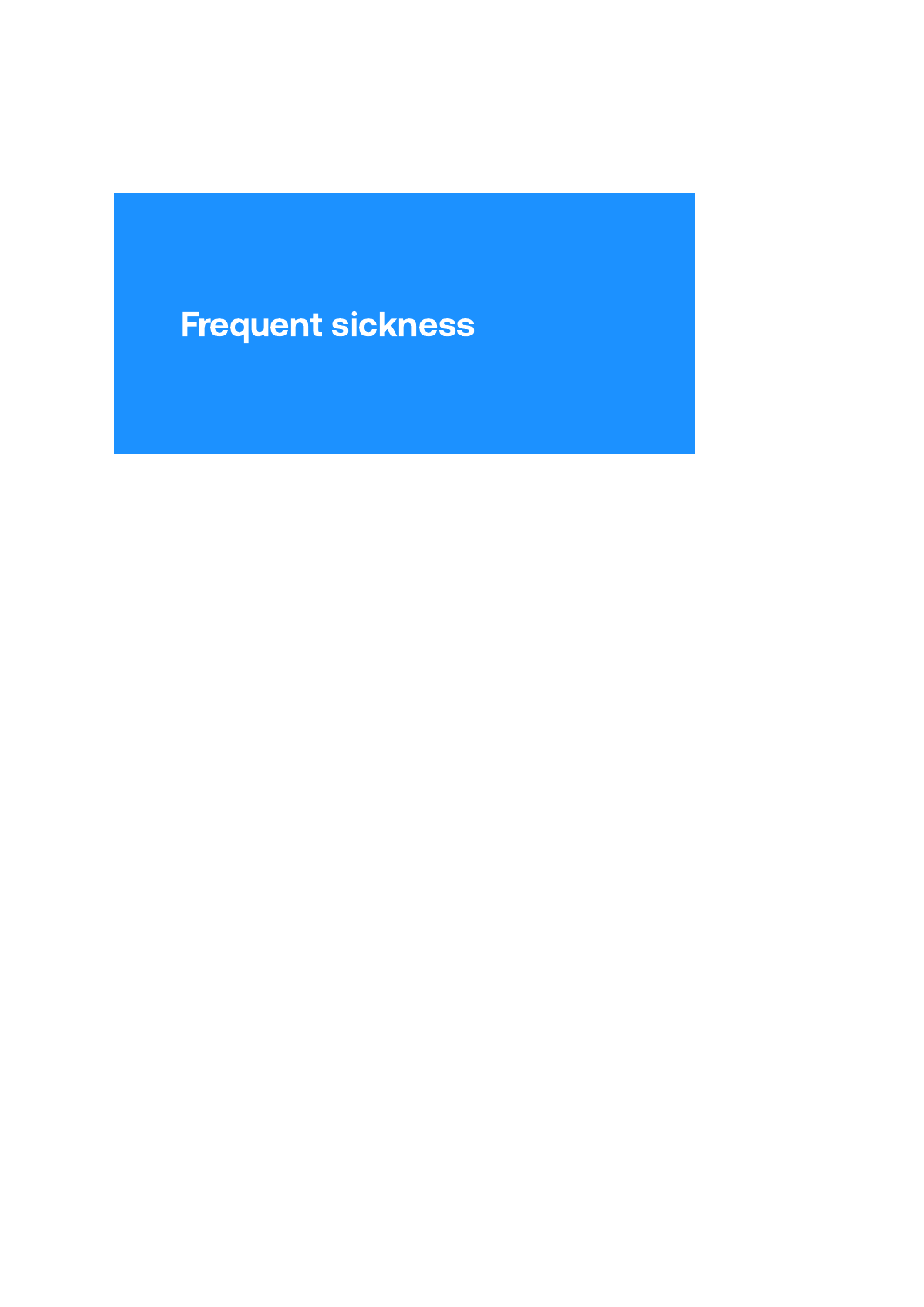# Frequent sickness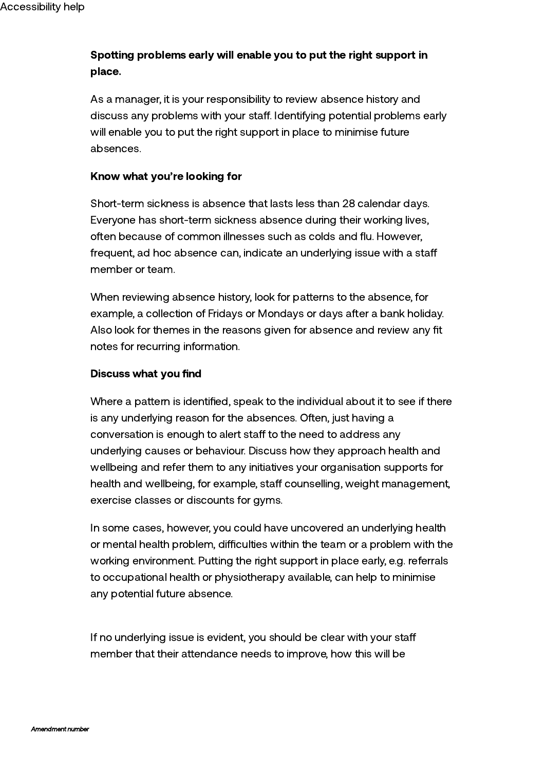**Spotting problems early will enable you to put the right support in place.**

As a manager, it is your responsibility to review absence history and discuss any problems with your staff. Identifying potential problems early will enable you to put the right support in place to minimise future absences.

**Know what you're looking for**

Short-term sickness is absence that lasts less than 28 calendar days. Everyone has short-term sickness absence during their working lives, often because of common illnesses such as colds and flu. However, frequent, ad hoc absence can, indicate an underlying issue with a staff member or team.

When reviewing absence history, look for patterns to the absence, for example, a collection of Fridays or Mondays or days after a bank holiday. Also look for themes in the reasons given for absence and review any fit notes for recurring information.

**Discuss what you find**

Where a pattern is identified, speak to the individual about it to see if there is any underlying reason for the absences. Often, just having a conversation is enough to alert staff to the need to address any underlying causes or behaviour. Discuss how they approach health and wellbeing and refer them to any initiatives your organisation supports for health and wellbeing, for example, staff counselling, weight management, exercise classes or discounts for gyms.

In some cases, however, you could have uncovered an underlying health or mental health problem, difficulties within the team or a problem with the working environment. Putting the right support in place early, e.g. referrals to occupational health or physiotherapy available, can help to minimise any potential future absence.

If no underlying issue is evident, you should be clear with your staff member that their attendance needs to improve, how this will be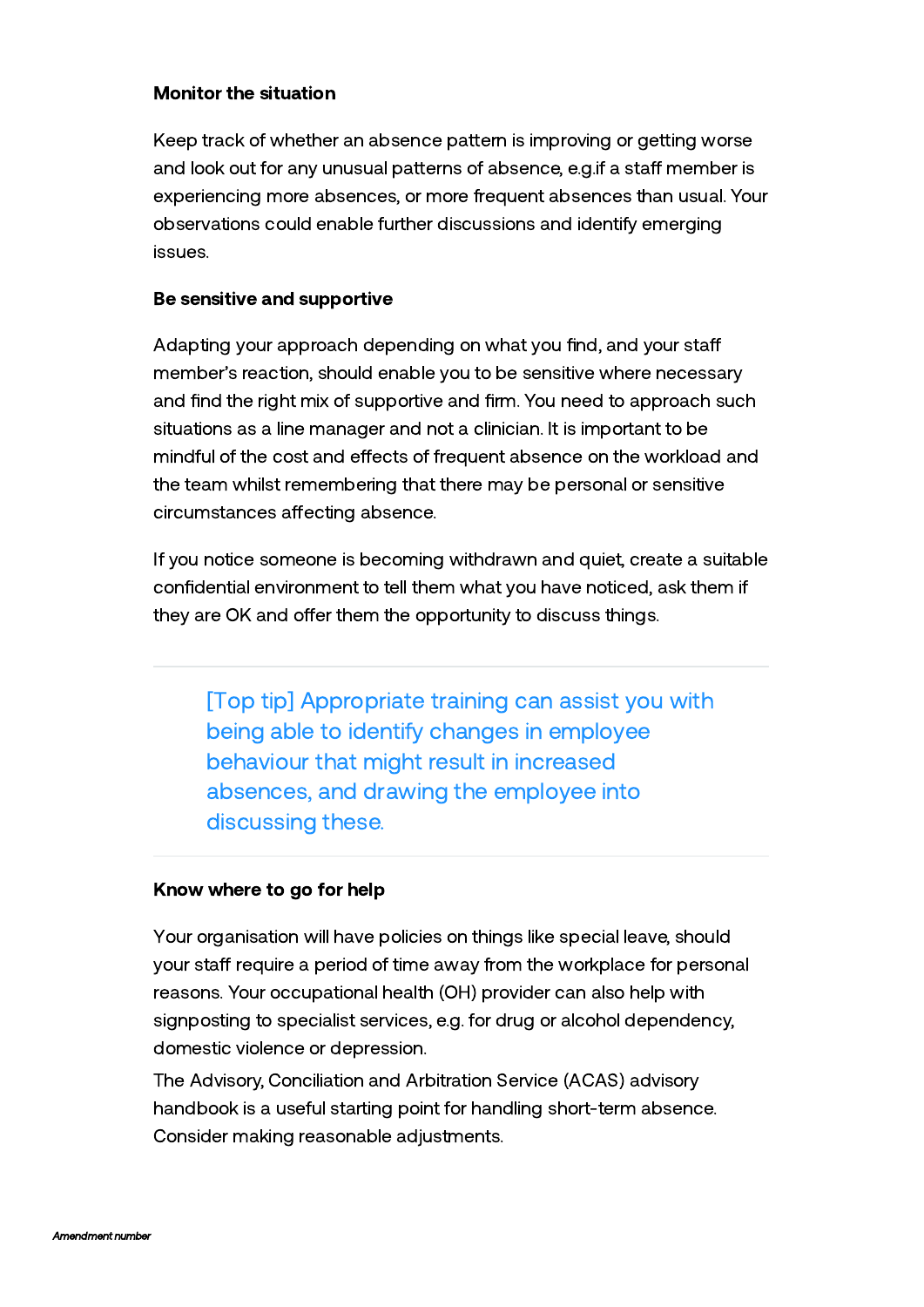**Monitor the situation**

Keep track of whether an absence pattern is improving or getting worse and look out for any unusual patterns of absence, e.g.if a staff member is experiencing more absences, or more frequent absences than usual. Your observations could enable further discussions and identify emerging issues.

**Be sensitive and supportive**

Adapting your approach depending on what you find, and your staff member's reaction, should enable you to be sensitive where necessary and find the right mix of supportive and firm. You need to approach such situations as a line manager and not a clinician. It is important to be mindful of the cost and effects of frequent absence on the workload and the team whilst remembering that there may be personal or sensitive circumstances affecting absence.

If you notice someone is becoming withdrawn and quiet, create a suitable confidential environment to tell them what you have noticed, ask them if they are OK and offer them the opportunity to discuss things.

---

> [Top tip] Appropriate training can assist you with being able to identify changes in employee behaviour that might result in increased absences, and drawing the employee into discussing these.

---

**Know where to go for help**

Your organisation will have policies on things like special leave, should your staff require a period of time away from the workplace for personal reasons. Your occupational health (OH) provider can also help with signposting to specialist services, e.g. for drug or alcohol dependency, domestic violence or depression.

The Advisory, Conciliation and Arbitration Service (ACAS) advisory handbook is a useful starting point for handling short-term absence. Consider making reasonable adjustments.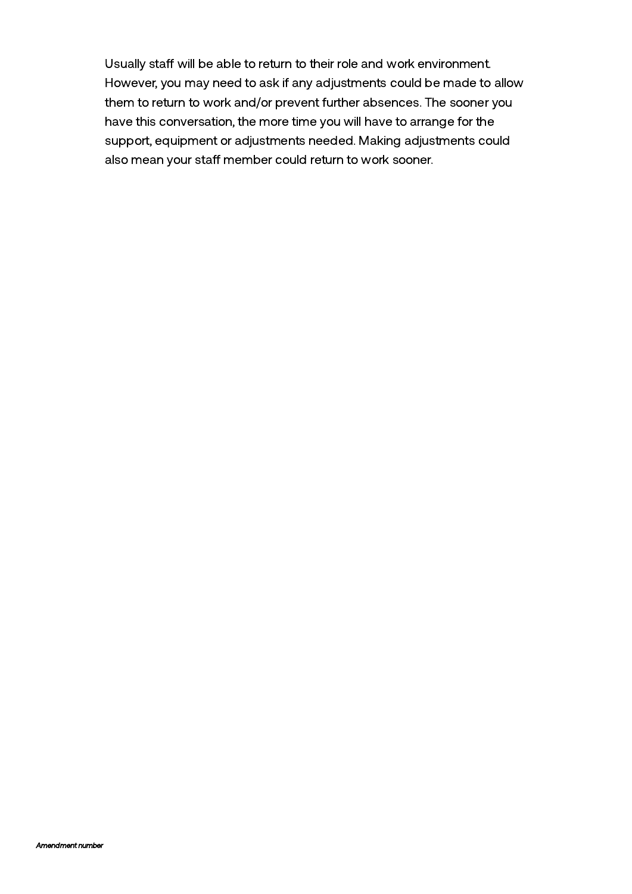Usually staff will be able to return to their role and work environment. However, you may need to ask if any adjustments could be made to allow them to return to work and/or prevent further absences. The sooner you have this conversation, the more time you will have to arrange for the support, equipment or adjustments needed. Making adjustments could also mean your staff member could return to work sooner.